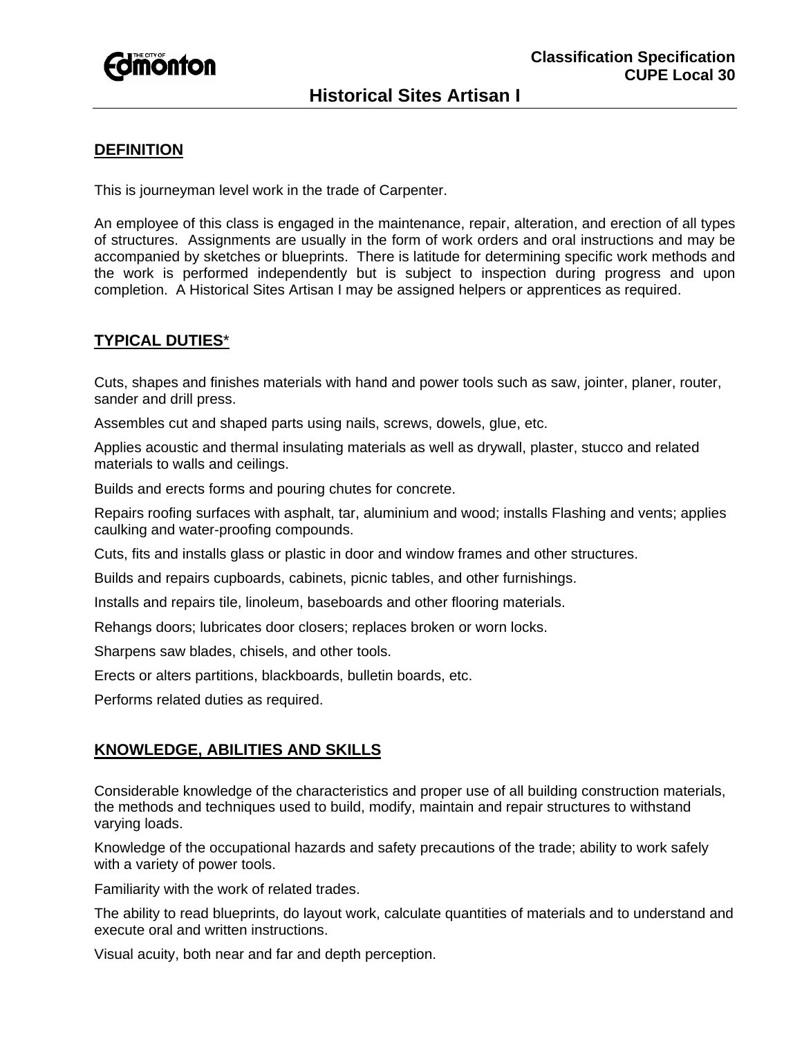**Classification Specification**
**CUPE Local 30**

# Historical Sites Artisan I

## DEFINITION

This is journeyman level work in the trade of Carpenter.

An employee of this class is engaged in the maintenance, repair, alteration, and erection of all types of structures. Assignments are usually in the form of work orders and oral instructions and may be accompanied by sketches or blueprints. There is latitude for determining specific work methods and the work is performed independently but is subject to inspection during progress and upon completion. A Historical Sites Artisan I may be assigned helpers or apprentices as required.

## TYPICAL DUTIES*

Cuts, shapes and finishes materials with hand and power tools such as saw, jointer, planer, router, sander and drill press.

Assembles cut and shaped parts using nails, screws, dowels, glue, etc.

Applies acoustic and thermal insulating materials as well as drywall, plaster, stucco and related materials to walls and ceilings.

Builds and erects forms and pouring chutes for concrete.

Repairs roofing surfaces with asphalt, tar, aluminium and wood; installs Flashing and vents; applies caulking and water-proofing compounds.

Cuts, fits and installs glass or plastic in door and window frames and other structures.

Builds and repairs cupboards, cabinets, picnic tables, and other furnishings.

Installs and repairs tile, linoleum, baseboards and other flooring materials.

Rehangs doors; lubricates door closers; replaces broken or worn locks.

Sharpens saw blades, chisels, and other tools.

Erects or alters partitions, blackboards, bulletin boards, etc.

Performs related duties as required.

## KNOWLEDGE, ABILITIES AND SKILLS

Considerable knowledge of the characteristics and proper use of all building construction materials, the methods and techniques used to build, modify, maintain and repair structures to withstand varying loads.

Knowledge of the occupational hazards and safety precautions of the trade; ability to work safely with a variety of power tools.

Familiarity with the work of related trades.

The ability to read blueprints, do layout work, calculate quantities of materials and to understand and execute oral and written instructions.

Visual acuity, both near and far and depth perception.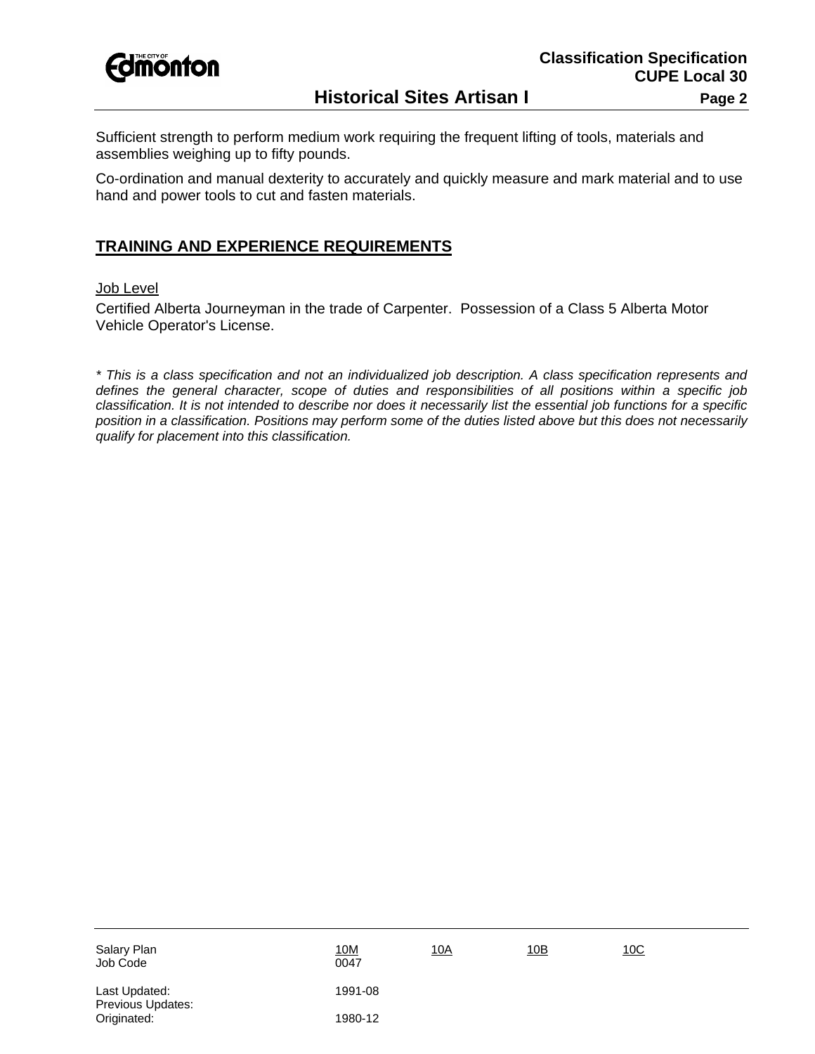Sufficient strength to perform medium work requiring the frequent lifting of tools, materials and assemblies weighing up to fifty pounds.

Co-ordination and manual dexterity to accurately and quickly measure and mark material and to use hand and power tools to cut and fasten materials.

## TRAINING AND EXPERIENCE REQUIREMENTS

Job Level

Certified Alberta Journeyman in the trade of Carpenter. Possession of a Class 5 Alberta Motor Vehicle Operator's License.

*\* This is a class specification and not an individualized job description. A class specification represents and defines the general character, scope of duties and responsibilities of all positions within a specific job classification. It is not intended to describe nor does it necessarily list the essential job functions for a specific position in a classification. Positions may perform some of the duties listed above but this does not necessarily qualify for placement into this classification.*

| | | | | |
|---|---|---|---|---|
| Salary Plan | 10M | 10A | 10B | 10C |
| Job Code | 0047 | | | |
| Last Updated: | 1991-08 | | | |
| Previous Updates: | | | | |
| Originated: | 1980-12 | | | |